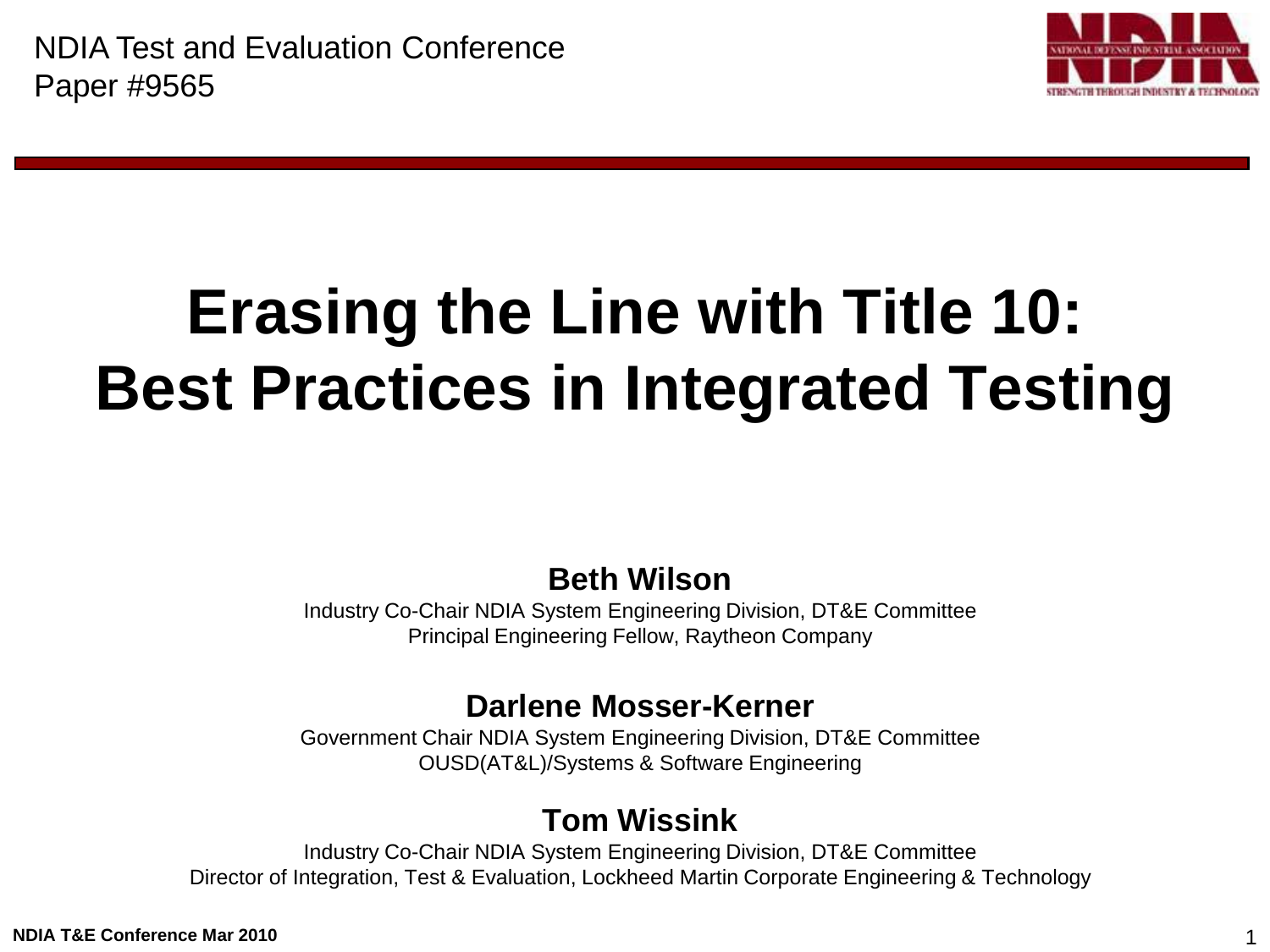NDIA Test and Evaluation Conference
Paper #9565

# Erasing the Line with Title 10: Best Practices in Integrated Testing

**Beth Wilson**
Industry Co-Chair NDIA System Engineering Division, DT&E Committee
Principal Engineering Fellow, Raytheon Company

**Darlene Mosser-Kerner**
Government Chair NDIA System Engineering Division, DT&E Committee
OUSD(AT&L)/Systems & Software Engineering

**Tom Wissink**
Industry Co-Chair NDIA System Engineering Division, DT&E Committee
Director of Integration, Test & Evaluation, Lockheed Martin Corporate Engineering & Technology

**NDIA T&E Conference Mar 2010**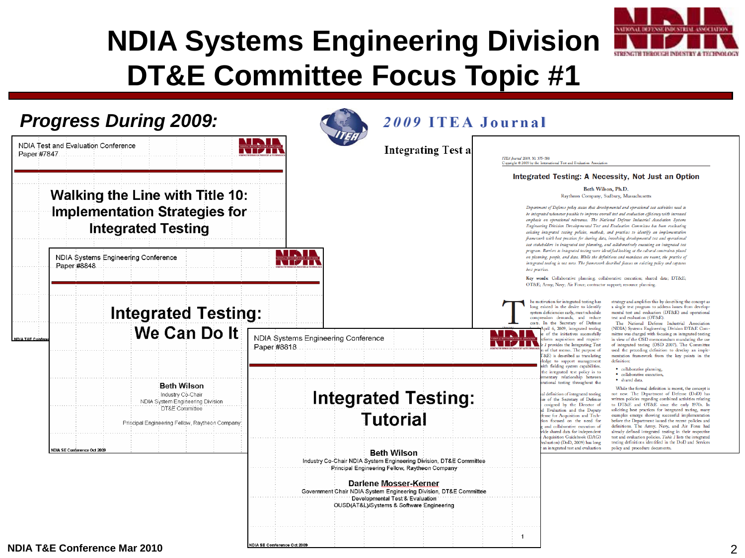# NDIA Systems Engineering Division DT&E Committee Focus Topic #1

*Progress During 2009:*

NDIA Test and Evaluation Conference
Paper #7847

## Walking the Line with Title 10: Implementation Strategies for Integrated Testing

NDIA Systems Engineering Conference
Paper #8848

## Integrating Testing: We Can Do It

Beth Wilson
Industry Co-Chair
NDIA System Engineering Division
DT&E Committee

Principal Engineering Fellow, Raytheon Company

NDIA SE Conference Oct 2009

NDIA Systems Engineering Conference
Paper #8818

## Integrated Testing: Tutorial

**Beth Wilson**
Industry Co-Chair NDIA System Engineering Division, DT&E Committee
Principal Engineering Fellow, Raytheon Company

**Darlene Mosser-Kerner**
Government Chair NDIA System Engineering Division, DT&E Committee
Developmental Test & Evaluation
OUSD(AT&L)/Systems & Software Engineering

NDIA SE Conference Oct 2009

**2009 ITEA Journal**

Integrating Test a

ITEA Journal 2009; 30: 375–380
Copyright © 2009 by the International Test and Evaluation Association

### Integrated Testing: A Necessity, Not Just an Option

Beth Wilson, Ph.D.
Raytheon Company, Sudbury, Massachusetts

*Department of Defense policy states that developmental and operational test activities need to be integrated whenever possible to improve overall test and evaluation efficiency with increased emphasis on operational relevance. The National Defense Industrial Association Systems Engineering Division Developmental Test and Evaluation Committee has been evaluating existing integrated testing policies, methods, and practices to identify an implementation framework with best practices for sharing data, involving developmental test and operational test stakeholders in integrated test planning, and collaboratively executing an integrated test program. Barriers to integrated testing were identified looking at the cultural constraints placed on planning, people, and data. While the definitions and mandates are recent, the practice of integrated testing is not new. The framework described focuses on existing policy and captures best practices.*

**Key words:** Collaborative planning; collaborative execution; shared data; DT&E; OT&E; Army; Navy; Air Force; contractor support; resource planning.

NDIA T&E Conference Mar 2010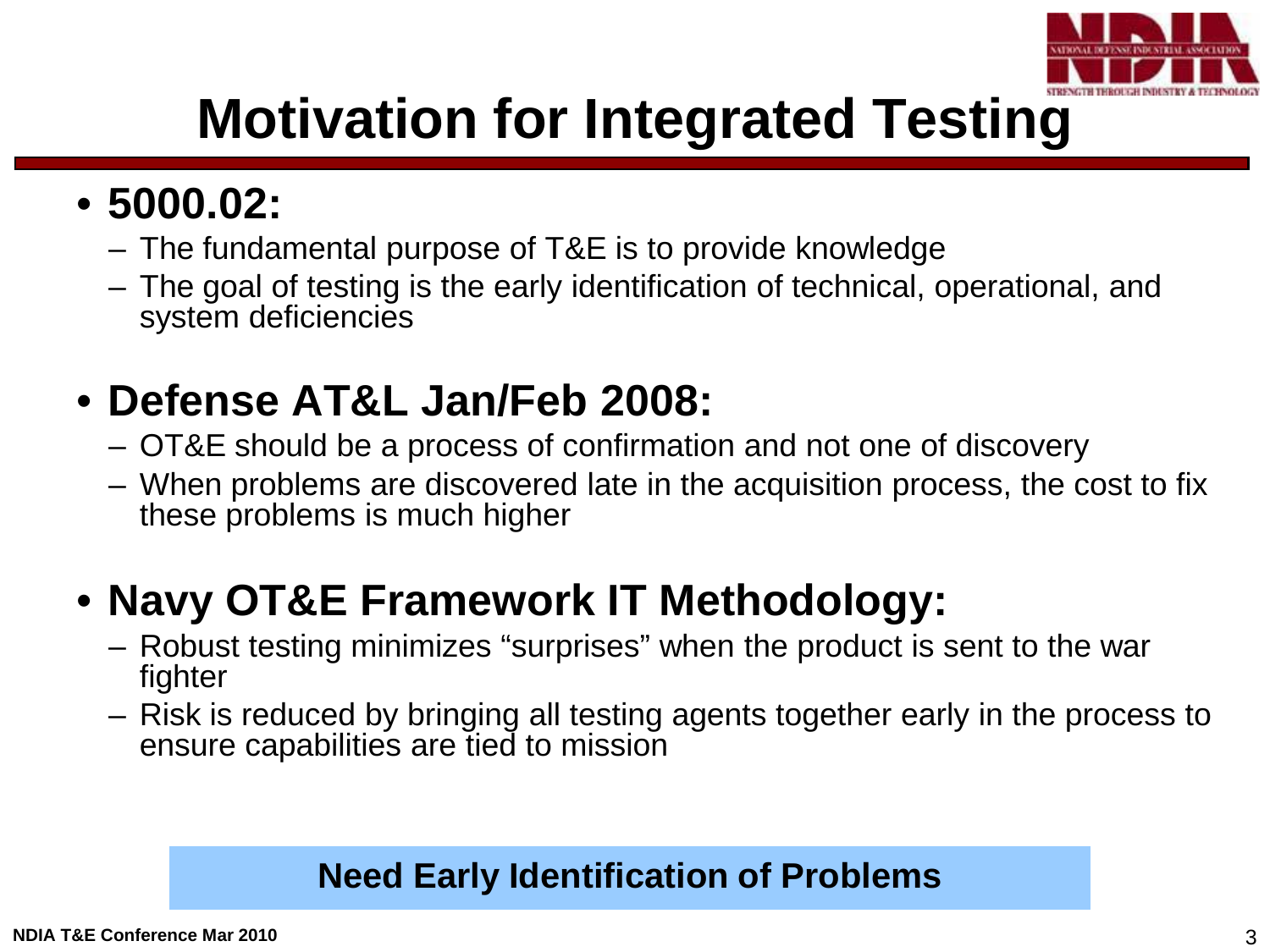# Motivation for Integrated Testing

- **5000.02:**
  - The fundamental purpose of T&E is to provide knowledge
  - The goal of testing is the early identification of technical, operational, and system deficiencies

- **Defense AT&L Jan/Feb 2008:**
  - OT&E should be a process of confirmation and not one of discovery
  - When problems are discovered late in the acquisition process, the cost to fix these problems is much higher

- **Navy OT&E Framework IT Methodology:**
  - Robust testing minimizes "surprises" when the product is sent to the war fighter
  - Risk is reduced by bringing all testing agents together early in the process to ensure capabilities are tied to mission

**Need Early Identification of Problems**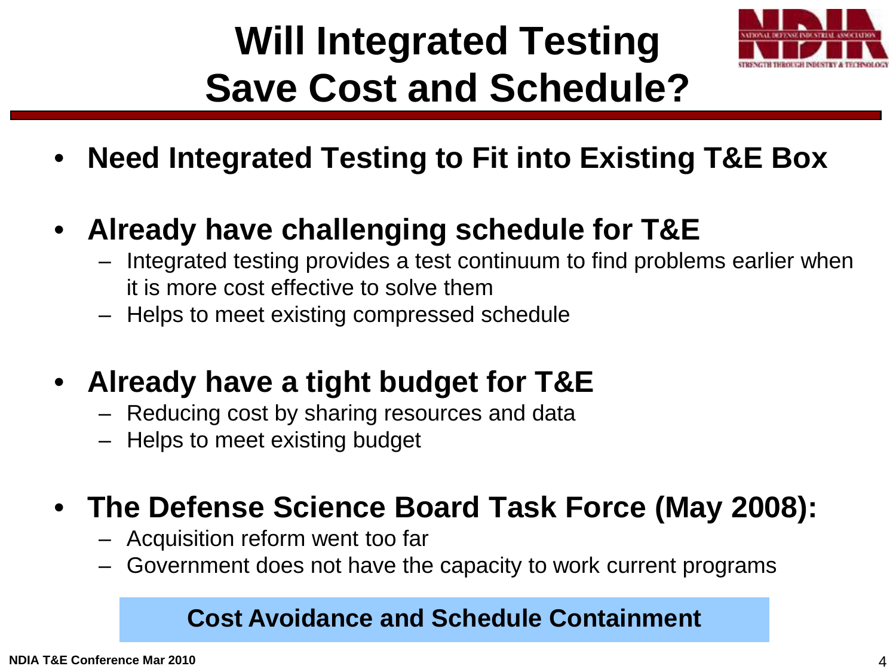# Will Integrated Testing Save Cost and Schedule?

- **Need Integrated Testing to Fit into Existing T&E Box**

- **Already have challenging schedule for T&E**
  - Integrated testing provides a test continuum to find problems earlier when it is more cost effective to solve them
  - Helps to meet existing compressed schedule

- **Already have a tight budget for T&E**
  - Reducing cost by sharing resources and data
  - Helps to meet existing budget

- **The Defense Science Board Task Force (May 2008):**
  - Acquisition reform went too far
  - Government does not have the capacity to work current programs

**Cost Avoidance and Schedule Containment**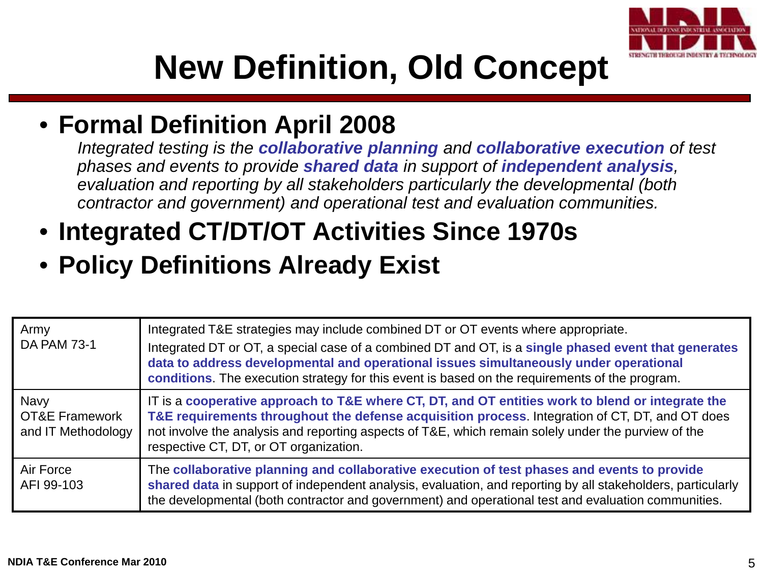# New Definition, Old Concept

- **Formal Definition April 2008**

  *Integrated testing is the **collaborative planning** and **collaborative execution** of test phases and events to provide **shared data** in support of **independent analysis**, evaluation and reporting by all stakeholders particularly the developmental (both contractor and government) and operational test and evaluation communities.*

- **Integrated CT/DT/OT Activities Since 1970s**
- **Policy Definitions Already Exist**

| | |
|---|---|
| Army<br>DA PAM 73-1 | Integrated T&E strategies may include combined DT or OT events where appropriate.<br>Integrated DT or OT, a special case of a combined DT and OT, is a **single phased event that generates data to address developmental and operational issues simultaneously under operational conditions**. The execution strategy for this event is based on the requirements of the program. |
| Navy<br>OT&E Framework and IT Methodology | IT is a **cooperative approach to T&E where CT, DT, and OT entities work to blend or integrate the T&E requirements throughout the defense acquisition process**. Integration of CT, DT, and OT does not involve the analysis and reporting aspects of T&E, which remain solely under the purview of the respective CT, DT, or OT organization. |
| Air Force<br>AFI 99-103 | The **collaborative planning and collaborative execution of test phases and events to provide shared data** in support of independent analysis, evaluation, and reporting by all stakeholders, particularly the developmental (both contractor and government) and operational test and evaluation communities. |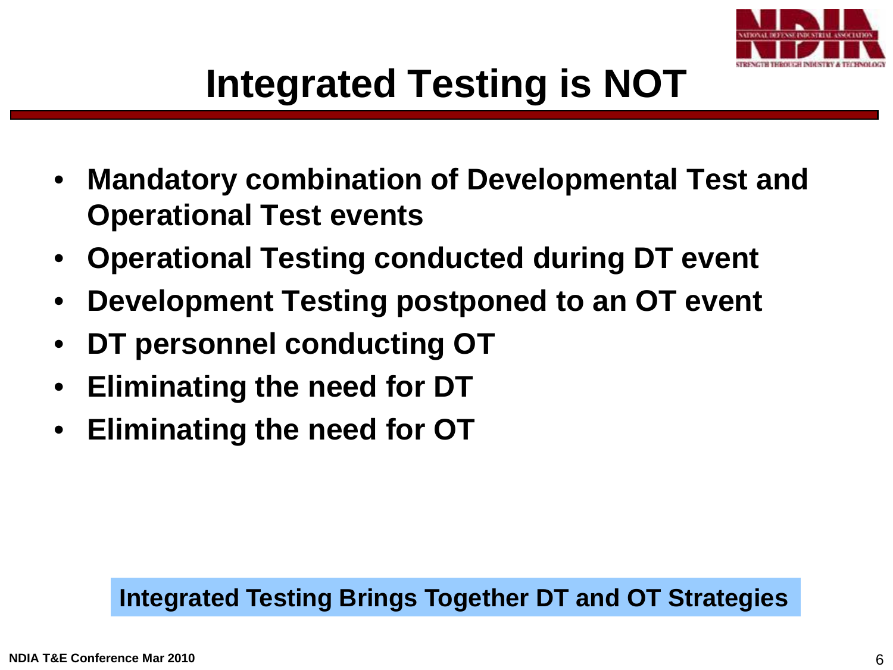# Integrated Testing is NOT

- Mandatory combination of Developmental Test and Operational Test events
- Operational Testing conducted during DT event
- Development Testing postponed to an OT event
- DT personnel conducting OT
- Eliminating the need for DT
- Eliminating the need for OT

**Integrated Testing Brings Together DT and OT Strategies**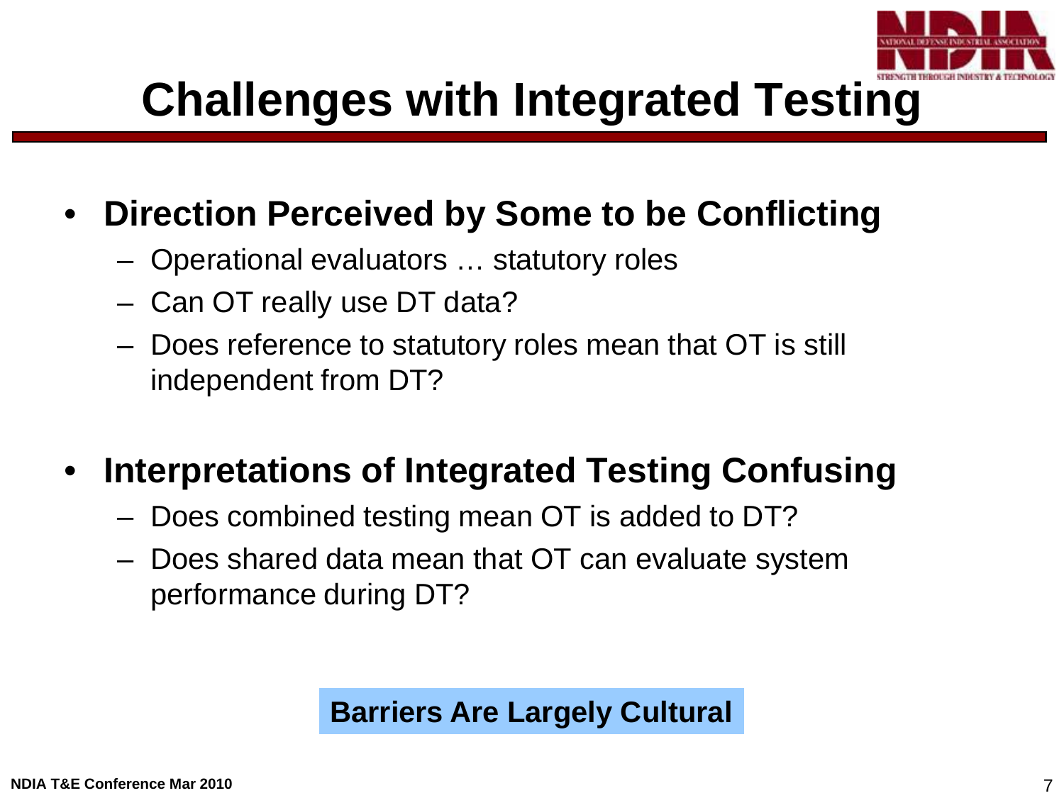# Challenges with Integrated Testing

- **Direction Perceived by Some to be Conflicting**
  - Operational evaluators … statutory roles
  - Can OT really use DT data?
  - Does reference to statutory roles mean that OT is still independent from DT?

- **Interpretations of Integrated Testing Confusing**
  - Does combined testing mean OT is added to DT?
  - Does shared data mean that OT can evaluate system performance during DT?

**Barriers Are Largely Cultural**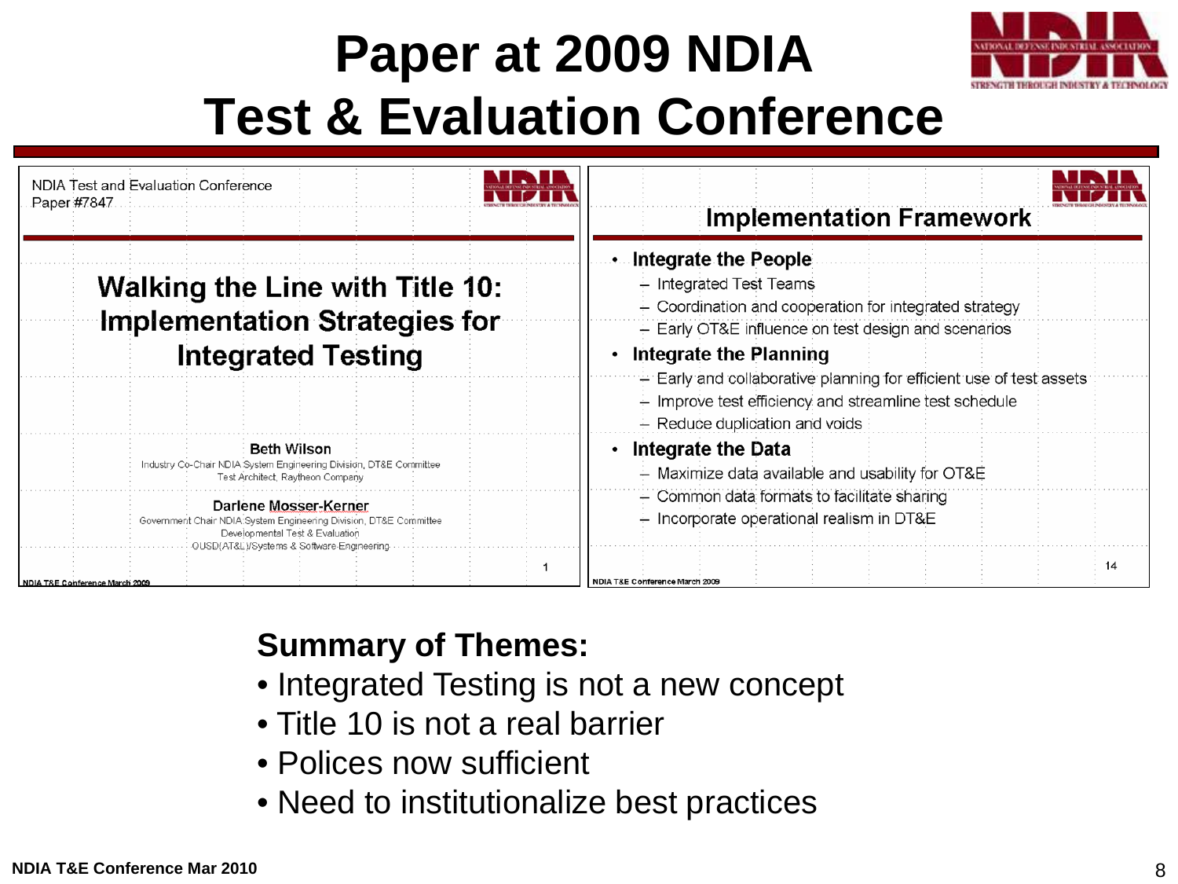# Paper at 2009 NDIA Test & Evaluation Conference

NDIA Test and Evaluation Conference
Paper #7847

## Walking the Line with Title 10: Implementation Strategies for Integrated Testing

**Beth Wilson**
Industry Co-Chair NDIA System Engineering Division, DT&E Committee
Test Architect, Raytheon Company

**Darlene Mosser-Kerner**
Government Chair NDIA System Engineering Division, DT&E Committee
Developmental Test & Evaluation
OUSD(AT&L)/Systems & Software Engineering

## Implementation Framework

- **Integrate the People**
  - Integrated Test Teams
  - Coordination and cooperation for integrated strategy
  - Early OT&E influence on test design and scenarios
- **Integrate the Planning**
  - Early and collaborative planning for efficient use of test assets
  - Improve test efficiency and streamline test schedule
  - Reduce duplication and voids
- **Integrate the Data**
  - Maximize data available and usability for OT&E
  - Common data formats to facilitate sharing
  - Incorporate operational realism in DT&E

**Summary of Themes:**

- Integrated Testing is not a new concept
- Title 10 is not a real barrier
- Polices now sufficient
- Need to institutionalize best practices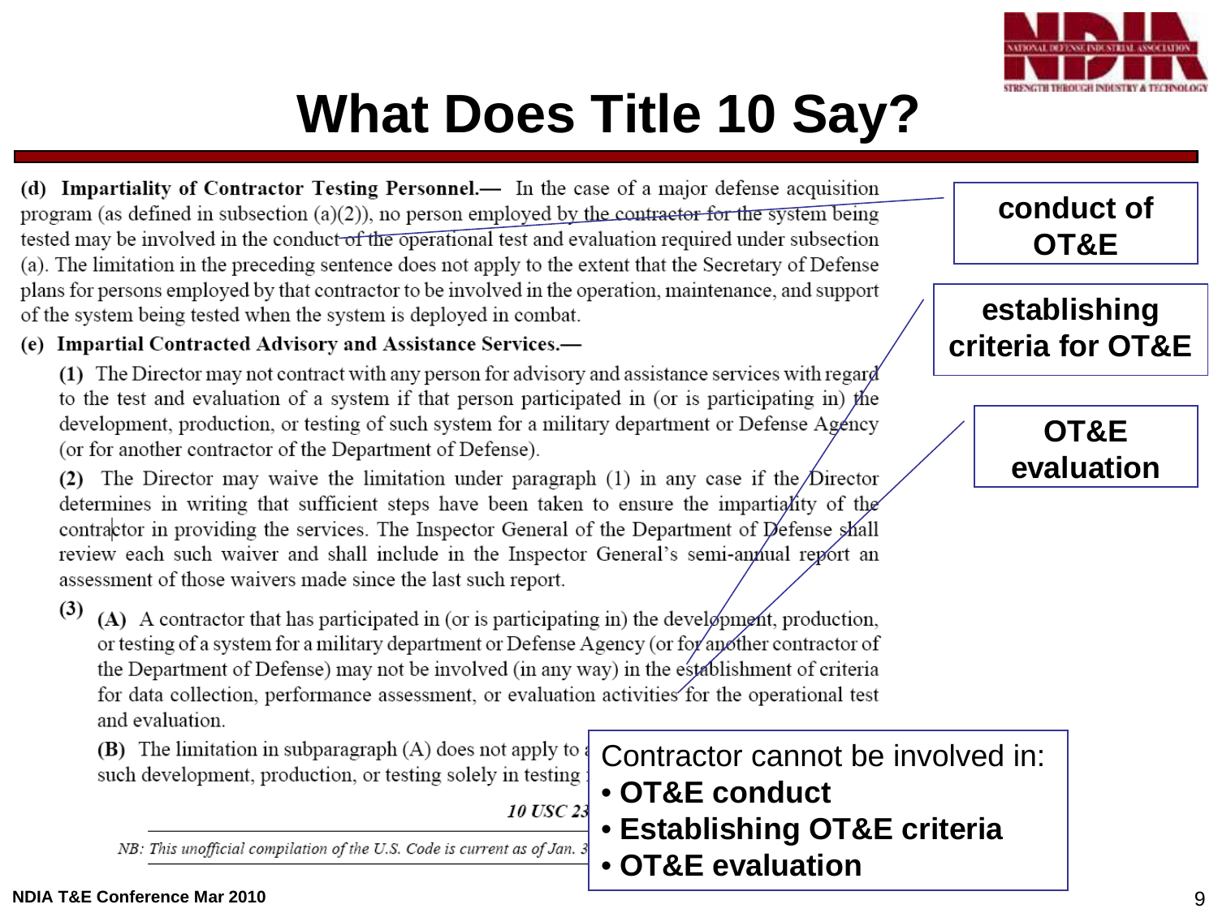# What Does Title 10 Say?

**(d) Impartiality of Contractor Testing Personnel.—** In the case of a major defense acquisition program (as defined in subsection (a)(2)), no person employed by the contractor for the system being tested may be involved in the conduct of the operational test and evaluation required under subsection (a). The limitation in the preceding sentence does not apply to the extent that the Secretary of Defense plans for persons employed by that contractor to be involved in the operation, maintenance, and support of the system being tested when the system is deployed in combat.

**(e) Impartial Contracted Advisory and Assistance Services.—**

**(1)** The Director may not contract with any person for advisory and assistance services with regard to the test and evaluation of a system if that person participated in (or is participating in) the development, production, or testing of such system for a military department or Defense Agency (or for another contractor of the Department of Defense).

**(2)** The Director may waive the limitation under paragraph (1) in any case if the Director determines in writing that sufficient steps have been taken to ensure the impartiality of the contractor in providing the services. The Inspector General of the Department of Defense shall review each such waiver and shall include in the Inspector General's semi-annual report an assessment of those waivers made since the last such report.

**(3)** **(A)** A contractor that has participated in (or is participating in) the development, production, or testing of a system for a military department or Defense Agency (or for another contractor of the Department of Defense) may not be involved (in any way) in the establishment of criteria for data collection, performance assessment, or evaluation activities for the operational test and evaluation.

**(B)** The limitation in subparagraph (A) does not apply to a ... such development, production, or testing solely in testing ...

*10 USC 23...*

*NB: This unofficial compilation of the U.S. Code is current as of Jan. 3...*

**conduct of OT&E**

**establishing criteria for OT&E**

**OT&E evaluation**

Contractor cannot be involved in:
- **OT&E conduct**
- **Establishing OT&E criteria**
- **OT&E evaluation**

NDIA T&E Conference Mar 2010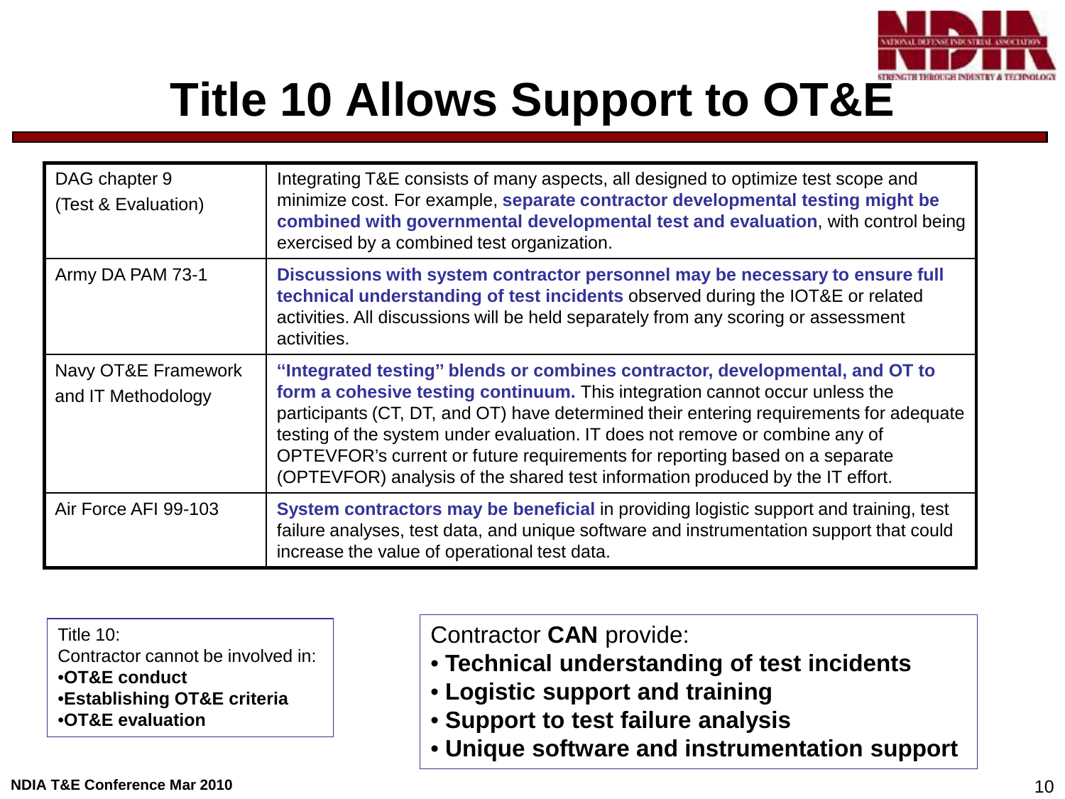# Title 10 Allows Support to OT&E

| | |
|---|---|
| DAG chapter 9 (Test & Evaluation) | Integrating T&E consists of many aspects, all designed to optimize test scope and minimize cost. For example, **separate contractor developmental testing might be combined with governmental developmental test and evaluation**, with control being exercised by a combined test organization. |
| Army DA PAM 73-1 | **Discussions with system contractor personnel may be necessary to ensure full technical understanding of test incidents** observed during the IOT&E or related activities. All discussions will be held separately from any scoring or assessment activities. |
| Navy OT&E Framework and IT Methodology | **"Integrated testing" blends or combines contractor, developmental, and OT to form a cohesive testing continuum.** This integration cannot occur unless the participants (CT, DT, and OT) have determined their entering requirements for adequate testing of the system under evaluation. IT does not remove or combine any of OPTEVFOR's current or future requirements for reporting based on a separate (OPTEVFOR) analysis of the shared test information produced by the IT effort. |
| Air Force AFI 99-103 | **System contractors may be beneficial** in providing logistic support and training, test failure analyses, test data, and unique software and instrumentation support that could increase the value of operational test data. |

Title 10:
Contractor cannot be involved in:
- **OT&E conduct**
- **Establishing OT&E criteria**
- **OT&E evaluation**

Contractor **CAN** provide:
- **Technical understanding of test incidents**
- **Logistic support and training**
- **Support to test failure analysis**
- **Unique software and instrumentation support**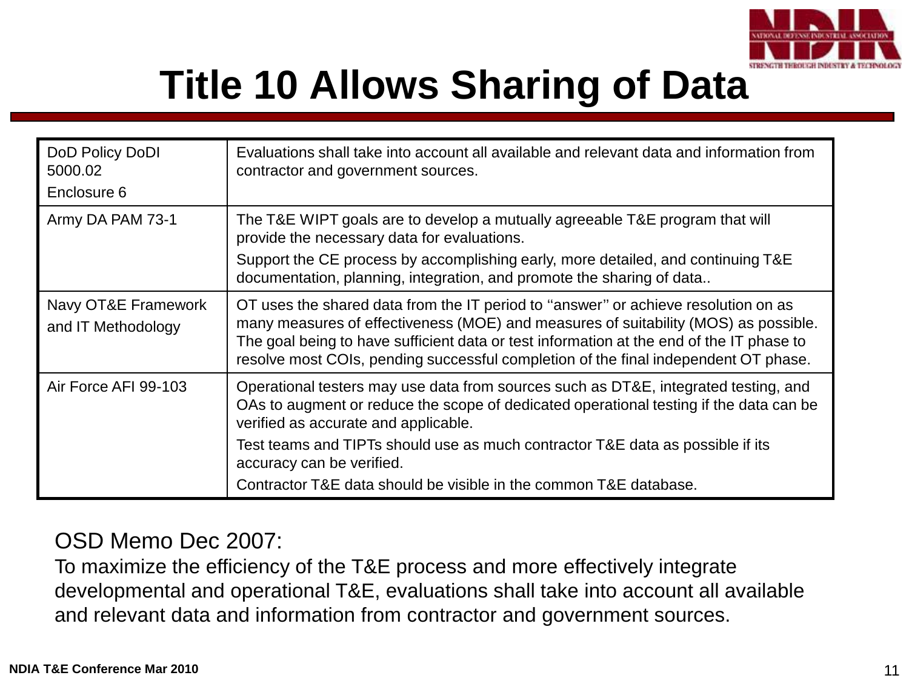# Title 10 Allows Sharing of Data

| | |
|---|---|
| DoD Policy DoDI 5000.02 Enclosure 6 | Evaluations shall take into account all available and relevant data and information from contractor and government sources. |
| Army DA PAM 73-1 | The T&E WIPT goals are to develop a mutually agreeable T&E program that will provide the necessary data for evaluations. Support the CE process by accomplishing early, more detailed, and continuing T&E documentation, planning, integration, and promote the sharing of data.. |
| Navy OT&E Framework and IT Methodology | OT uses the shared data from the IT period to ''answer'' or achieve resolution on as many measures of effectiveness (MOE) and measures of suitability (MOS) as possible. The goal being to have sufficient data or test information at the end of the IT phase to resolve most COIs, pending successful completion of the final independent OT phase. |
| Air Force AFI 99-103 | Operational testers may use data from sources such as DT&E, integrated testing, and OAs to augment or reduce the scope of dedicated operational testing if the data can be verified as accurate and applicable. Test teams and TIPTs should use as much contractor T&E data as possible if its accuracy can be verified. Contractor T&E data should be visible in the common T&E database. |

OSD Memo Dec 2007:

To maximize the efficiency of the T&E process and more effectively integrate developmental and operational T&E, evaluations shall take into account all available and relevant data and information from contractor and government sources.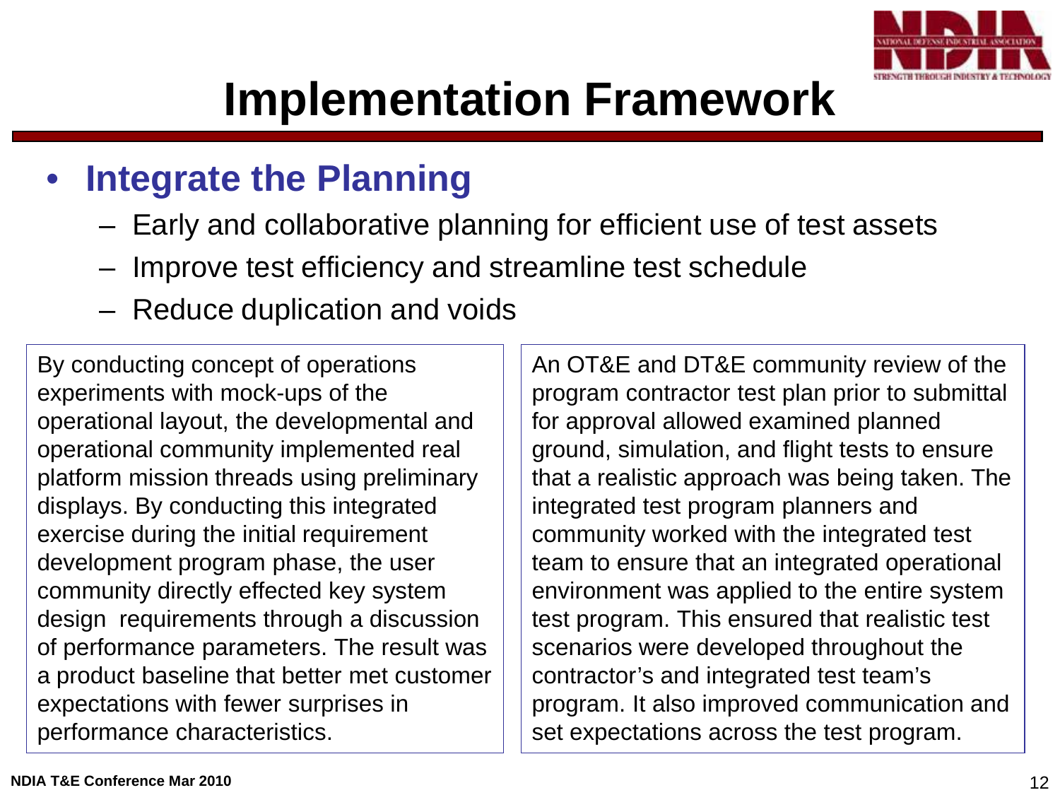# Implementation Framework

- **Integrate the Planning**
  - Early and collaborative planning for efficient use of test assets
  - Improve test efficiency and streamline test schedule
  - Reduce duplication and voids

By conducting concept of operations experiments with mock-ups of the operational layout, the developmental and operational community implemented real platform mission threads using preliminary displays. By conducting this integrated exercise during the initial requirement development program phase, the user community directly effected key system design requirements through a discussion of performance parameters. The result was a product baseline that better met customer expectations with fewer surprises in performance characteristics.

An OT&E and DT&E community review of the program contractor test plan prior to submittal for approval allowed examined planned ground, simulation, and flight tests to ensure that a realistic approach was being taken. The integrated test program planners and community worked with the integrated test team to ensure that an integrated operational environment was applied to the entire system test program. This ensured that realistic test scenarios were developed throughout the contractor's and integrated test team's program. It also improved communication and set expectations across the test program.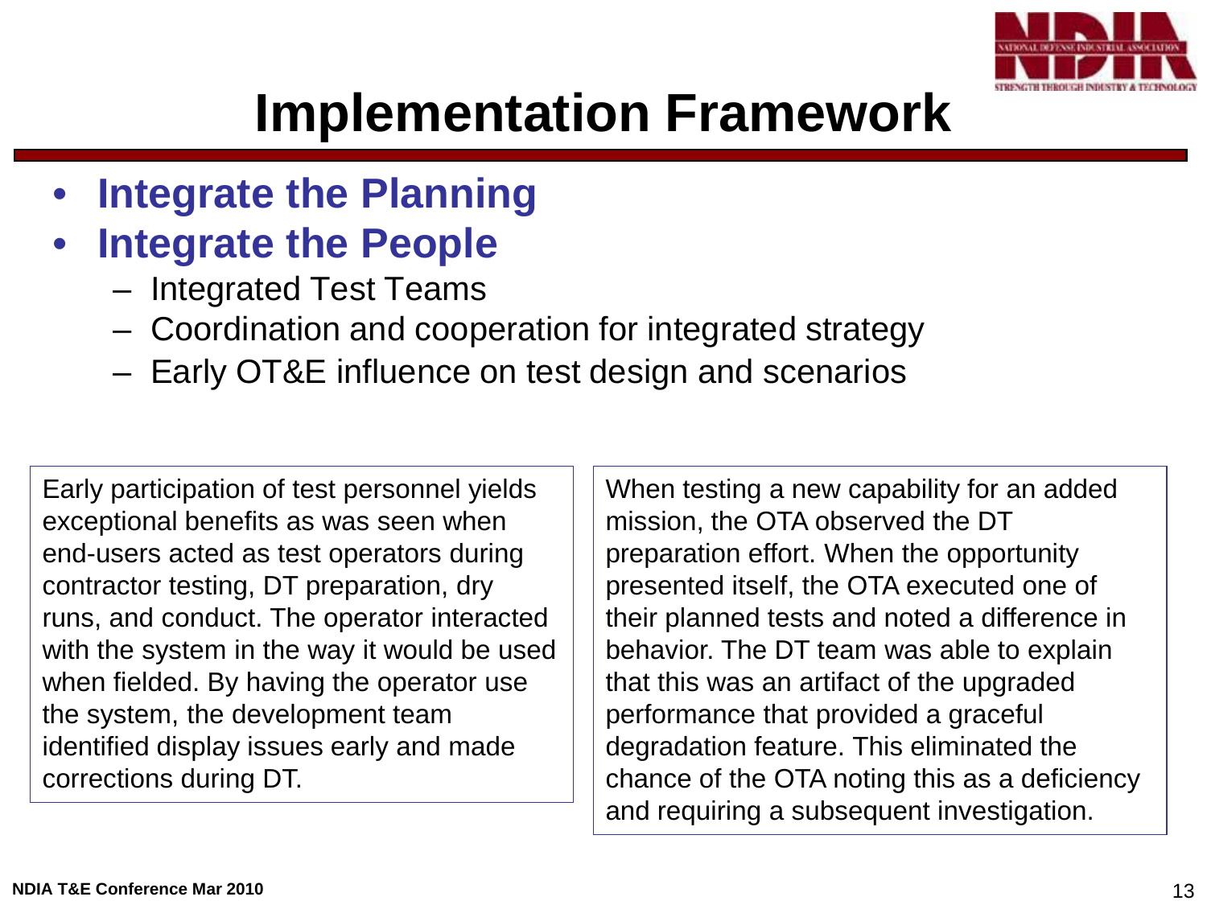# Implementation Framework

- **Integrate the Planning**
- **Integrate the People**
  - Integrated Test Teams
  - Coordination and cooperation for integrated strategy
  - Early OT&E influence on test design and scenarios

Early participation of test personnel yields exceptional benefits as was seen when end-users acted as test operators during contractor testing, DT preparation, dry runs, and conduct. The operator interacted with the system in the way it would be used when fielded. By having the operator use the system, the development team identified display issues early and made corrections during DT.

When testing a new capability for an added mission, the OTA observed the DT preparation effort. When the opportunity presented itself, the OTA executed one of their planned tests and noted a difference in behavior. The DT team was able to explain that this was an artifact of the upgraded performance that provided a graceful degradation feature. This eliminated the chance of the OTA noting this as a deficiency and requiring a subsequent investigation.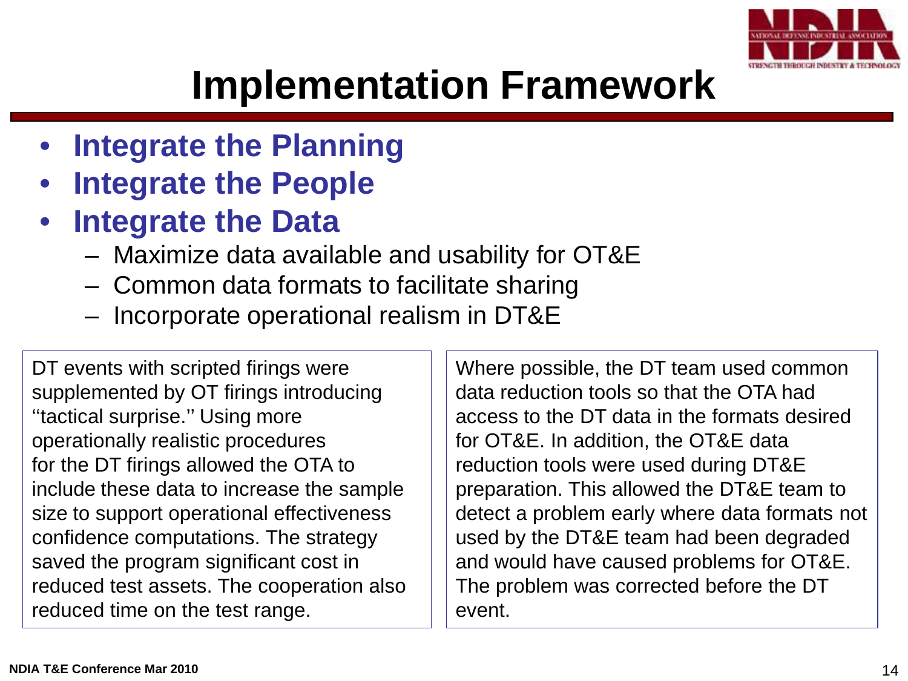# Implementation Framework

- **Integrate the Planning**
- **Integrate the People**
- **Integrate the Data**
  - Maximize data available and usability for OT&E
  - Common data formats to facilitate sharing
  - Incorporate operational realism in DT&E

DT events with scripted firings were supplemented by OT firings introducing ''tactical surprise.'' Using more operationally realistic procedures for the DT firings allowed the OTA to include these data to increase the sample size to support operational effectiveness confidence computations. The strategy saved the program significant cost in reduced test assets. The cooperation also reduced time on the test range.

Where possible, the DT team used common data reduction tools so that the OTA had access to the DT data in the formats desired for OT&E. In addition, the OT&E data reduction tools were used during DT&E preparation. This allowed the DT&E team to detect a problem early where data formats not used by the DT&E team had been degraded and would have caused problems for OT&E. The problem was corrected before the DT event.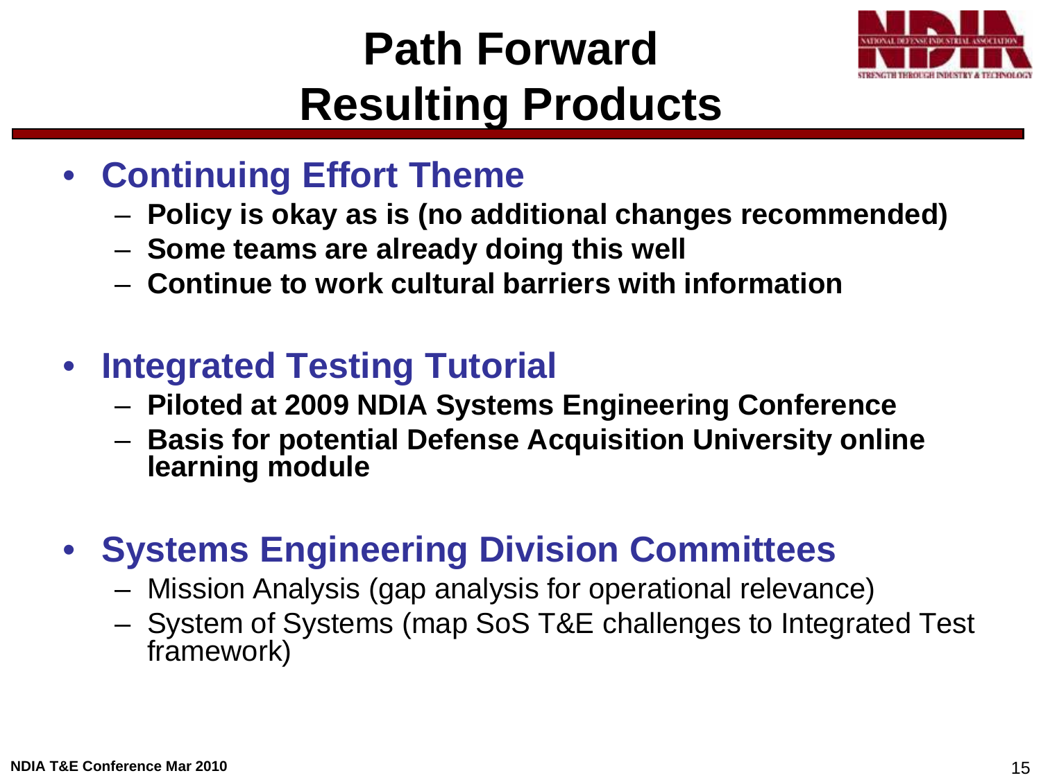# Path Forward
# Resulting Products

- **Continuing Effort Theme**
  - **Policy is okay as is (no additional changes recommended)**
  - **Some teams are already doing this well**
  - **Continue to work cultural barriers with information**

- **Integrated Testing Tutorial**
  - **Piloted at 2009 NDIA Systems Engineering Conference**
  - **Basis for potential Defense Acquisition University online learning module**

- **Systems Engineering Division Committees**
  - Mission Analysis (gap analysis for operational relevance)
  - System of Systems (map SoS T&E challenges to Integrated Test framework)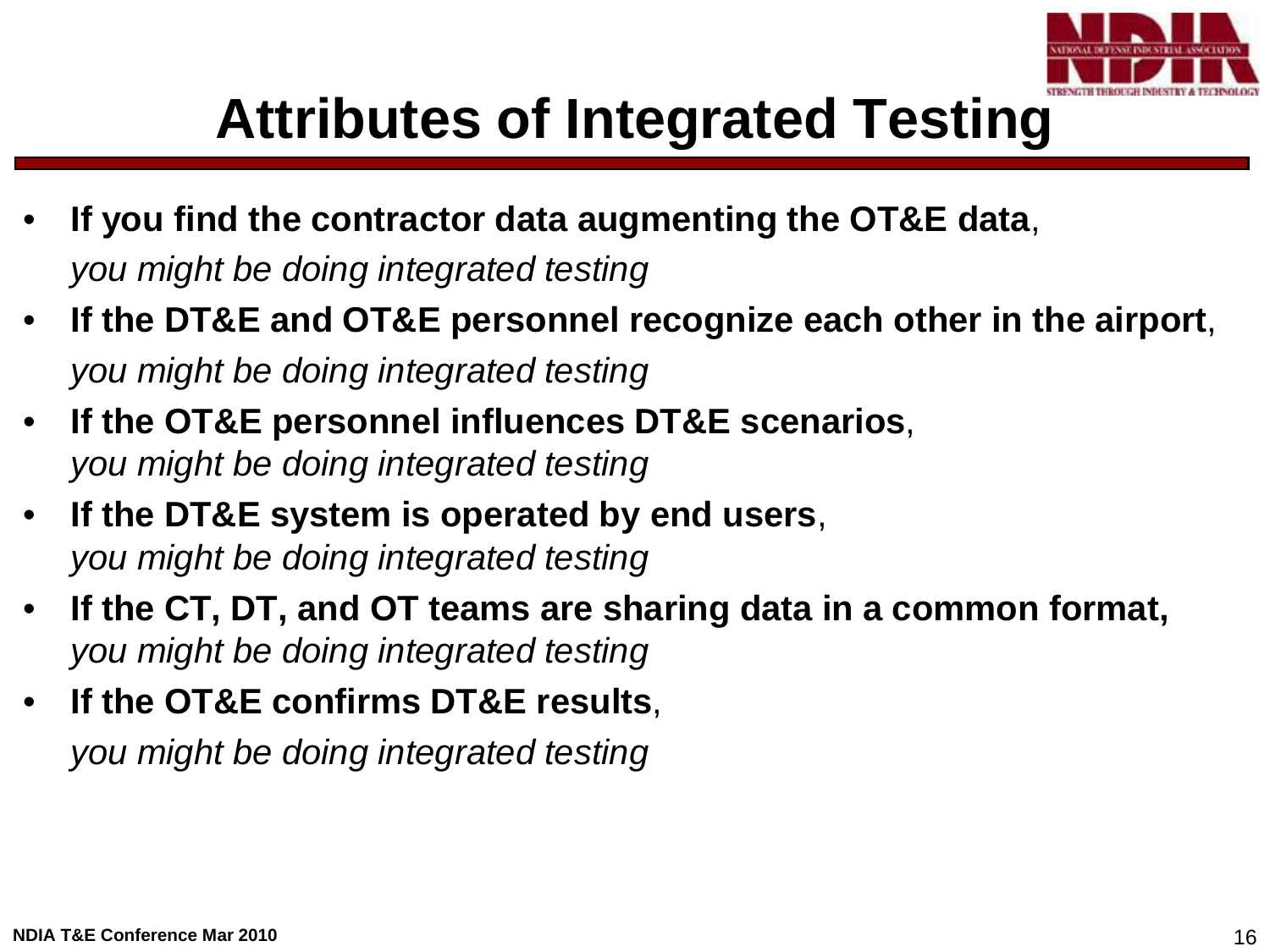# Attributes of Integrated Testing

- **If you find the contractor data augmenting the OT&E data**, *you might be doing integrated testing*
- **If the DT&E and OT&E personnel recognize each other in the airport**, *you might be doing integrated testing*
- **If the OT&E personnel influences DT&E scenarios**, *you might be doing integrated testing*
- **If the DT&E system is operated by end users**, *you might be doing integrated testing*
- **If the CT, DT, and OT teams are sharing data in a common format,** *you might be doing integrated testing*
- **If the OT&E confirms DT&E results**, *you might be doing integrated testing*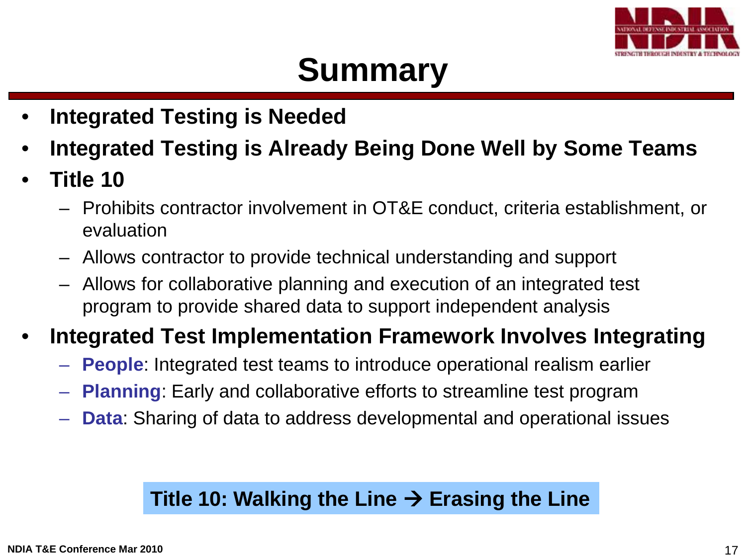# Summary

- **Integrated Testing is Needed**
- **Integrated Testing is Already Being Done Well by Some Teams**
- **Title 10**
  - Prohibits contractor involvement in OT&E conduct, criteria establishment, or evaluation
  - Allows contractor to provide technical understanding and support
  - Allows for collaborative planning and execution of an integrated test program to provide shared data to support independent analysis
- **Integrated Test Implementation Framework Involves Integrating**
  - **People**: Integrated test teams to introduce operational realism earlier
  - **Planning**: Early and collaborative efforts to streamline test program
  - **Data**: Sharing of data to address developmental and operational issues

**Title 10: Walking the Line → Erasing the Line**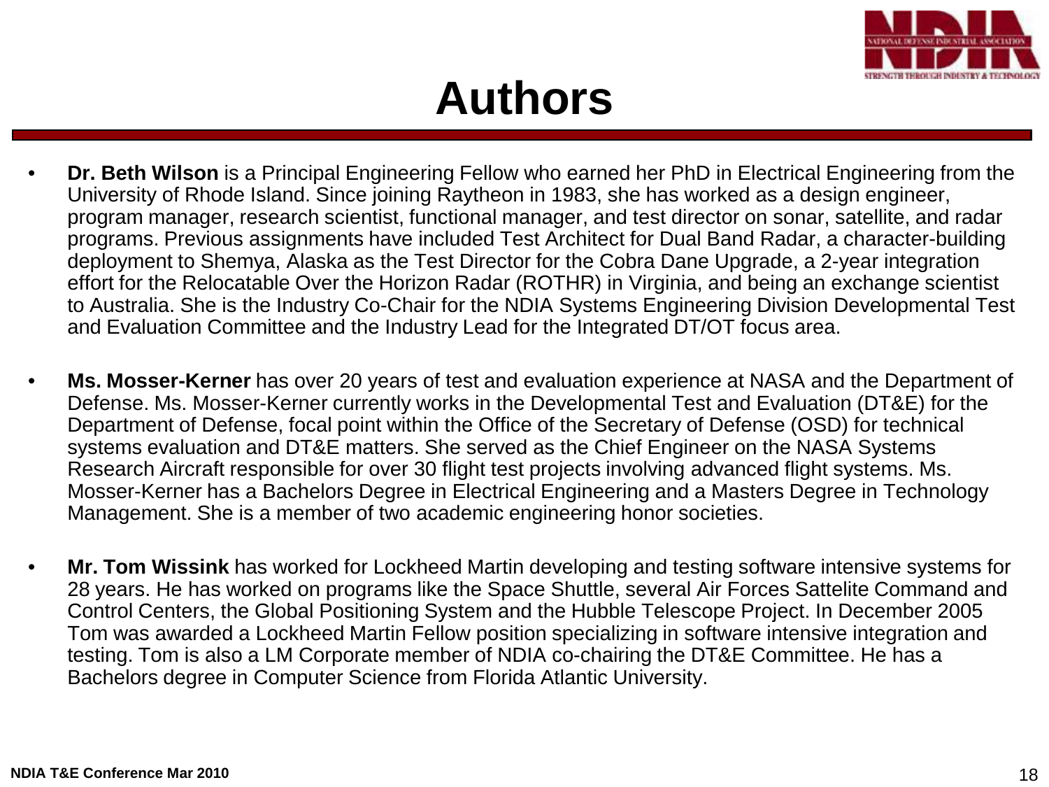# Authors

- **Dr. Beth Wilson** is a Principal Engineering Fellow who earned her PhD in Electrical Engineering from the University of Rhode Island. Since joining Raytheon in 1983, she has worked as a design engineer, program manager, research scientist, functional manager, and test director on sonar, satellite, and radar programs. Previous assignments have included Test Architect for Dual Band Radar, a character-building deployment to Shemya, Alaska as the Test Director for the Cobra Dane Upgrade, a 2-year integration effort for the Relocatable Over the Horizon Radar (ROTHR) in Virginia, and being an exchange scientist to Australia. She is the Industry Co-Chair for the NDIA Systems Engineering Division Developmental Test and Evaluation Committee and the Industry Lead for the Integrated DT/OT focus area.

- **Ms. Mosser-Kerner** has over 20 years of test and evaluation experience at NASA and the Department of Defense. Ms. Mosser-Kerner currently works in the Developmental Test and Evaluation (DT&E) for the Department of Defense, focal point within the Office of the Secretary of Defense (OSD) for technical systems evaluation and DT&E matters. She served as the Chief Engineer on the NASA Systems Research Aircraft responsible for over 30 flight test projects involving advanced flight systems. Ms. Mosser-Kerner has a Bachelors Degree in Electrical Engineering and a Masters Degree in Technology Management. She is a member of two academic engineering honor societies.

- **Mr. Tom Wissink** has worked for Lockheed Martin developing and testing software intensive systems for 28 years. He has worked on programs like the Space Shuttle, several Air Forces Sattelite Command and Control Centers, the Global Positioning System and the Hubble Telescope Project. In December 2005 Tom was awarded a Lockheed Martin Fellow position specializing in software intensive integration and testing. Tom is also a LM Corporate member of NDIA co-chairing the DT&E Committee. He has a Bachelors degree in Computer Science from Florida Atlantic University.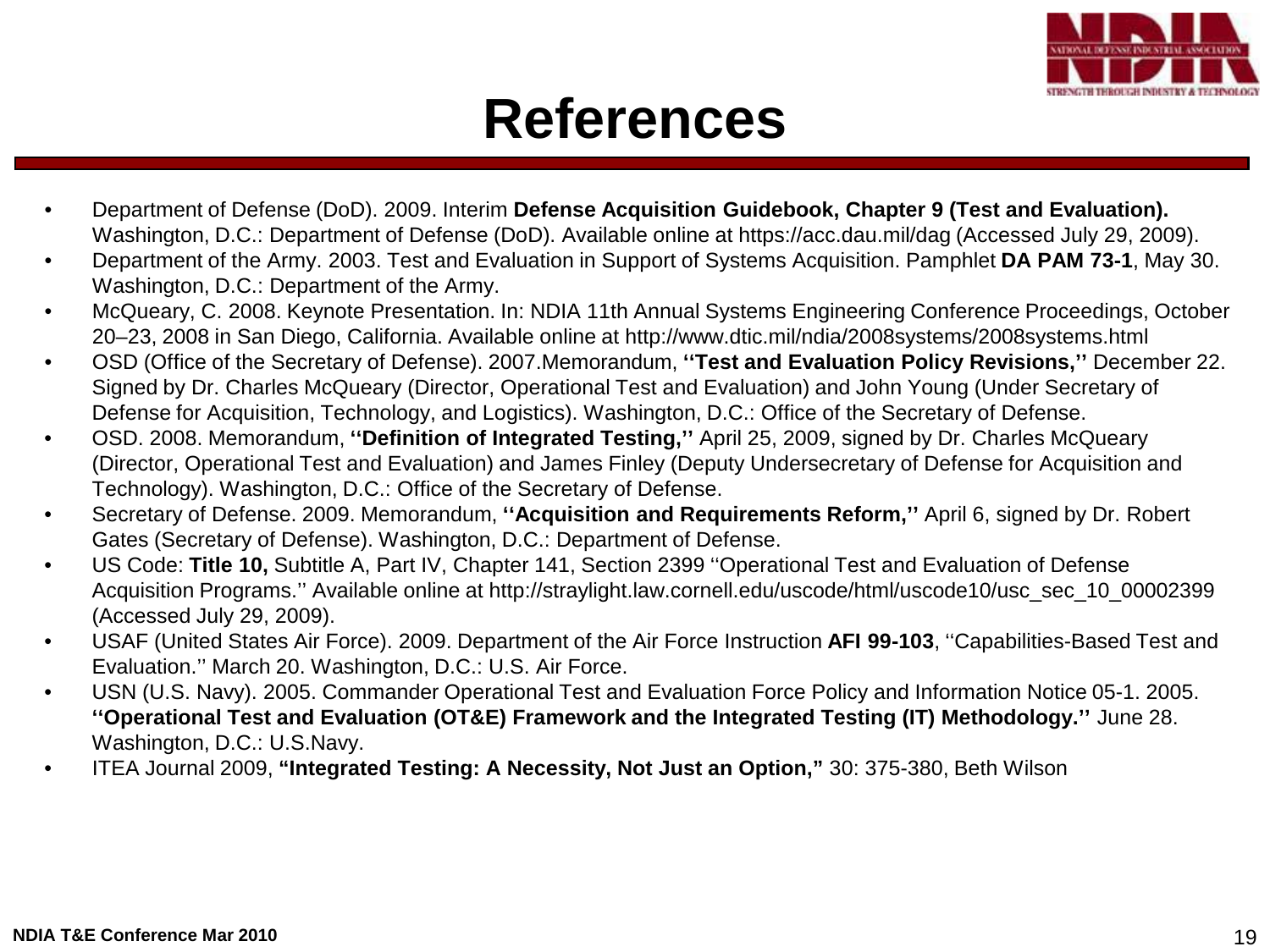# References

- Department of Defense (DoD). 2009. Interim **Defense Acquisition Guidebook, Chapter 9 (Test and Evaluation).** Washington, D.C.: Department of Defense (DoD). Available online at https://acc.dau.mil/dag (Accessed July 29, 2009).
- Department of the Army. 2003. Test and Evaluation in Support of Systems Acquisition. Pamphlet **DA PAM 73-1**, May 30. Washington, D.C.: Department of the Army.
- McQueary, C. 2008. Keynote Presentation. In: NDIA 11th Annual Systems Engineering Conference Proceedings, October 20–23, 2008 in San Diego, California. Available online at http://www.dtic.mil/ndia/2008systems/2008systems.html
- OSD (Office of the Secretary of Defense). 2007.Memorandum, **''Test and Evaluation Policy Revisions,''** December 22. Signed by Dr. Charles McQueary (Director, Operational Test and Evaluation) and John Young (Under Secretary of Defense for Acquisition, Technology, and Logistics). Washington, D.C.: Office of the Secretary of Defense.
- OSD. 2008. Memorandum, **''Definition of Integrated Testing,''** April 25, 2009, signed by Dr. Charles McQueary (Director, Operational Test and Evaluation) and James Finley (Deputy Undersecretary of Defense for Acquisition and Technology). Washington, D.C.: Office of the Secretary of Defense.
- Secretary of Defense. 2009. Memorandum, **''Acquisition and Requirements Reform,''** April 6, signed by Dr. Robert Gates (Secretary of Defense). Washington, D.C.: Department of Defense.
- US Code: **Title 10,** Subtitle A, Part IV, Chapter 141, Section 2399 ''Operational Test and Evaluation of Defense Acquisition Programs.'' Available online at http://straylight.law.cornell.edu/uscode/html/uscode10/usc_sec_10_00002399 (Accessed July 29, 2009).
- USAF (United States Air Force). 2009. Department of the Air Force Instruction **AFI 99-103**, ''Capabilities-Based Test and Evaluation.'' March 20. Washington, D.C.: U.S. Air Force.
- USN (U.S. Navy). 2005. Commander Operational Test and Evaluation Force Policy and Information Notice 05-1. 2005. **''Operational Test and Evaluation (OT&E) Framework and the Integrated Testing (IT) Methodology.''** June 28. Washington, D.C.: U.S.Navy.
- ITEA Journal 2009, **"Integrated Testing: A Necessity, Not Just an Option,"** 30: 375-380, Beth Wilson